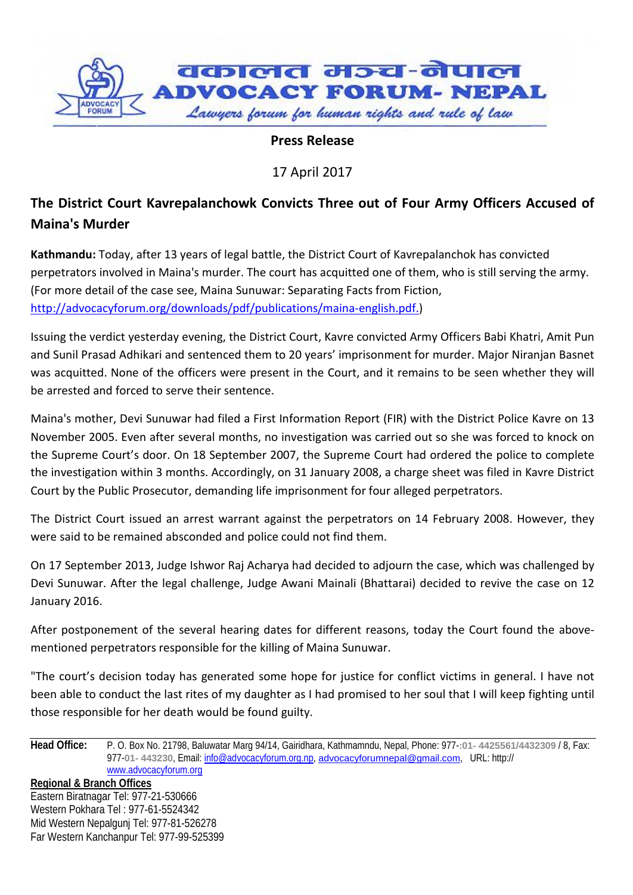वकालत मञ्च-नेपाल

ADVOCACY FORUM- NEPAL

*Lawyers forum for human rights and rule of law*

**Press Release**

17 April 2017

## The District Court Kavrepalanchowk Convicts Three out of Four Army Officers Accused of Maina's Murder

**Kathmandu:** Today, after 13 years of legal battle, the District Court of Kavrepalanchok has convicted perpetrators involved in Maina's murder. The court has acquitted one of them, who is still serving the army. (For more detail of the case see, Maina Sunuwar: Separating Facts from Fiction, http://advocacyforum.org/downloads/pdf/publications/maina-english.pdf.)

Issuing the verdict yesterday evening, the District Court, Kavre convicted Army Officers Babi Khatri, Amit Pun and Sunil Prasad Adhikari and sentenced them to 20 years' imprisonment for murder. Major Niranjan Basnet was acquitted. None of the officers were present in the Court, and it remains to be seen whether they will be arrested and forced to serve their sentence.

Maina's mother, Devi Sunuwar had filed a First Information Report (FIR) with the District Police Kavre on 13 November 2005. Even after several months, no investigation was carried out so she was forced to knock on the Supreme Court's door. On 18 September 2007, the Supreme Court had ordered the police to complete the investigation within 3 months. Accordingly, on 31 January 2008, a charge sheet was filed in Kavre District Court by the Public Prosecutor, demanding life imprisonment for four alleged perpetrators.

The District Court issued an arrest warrant against the perpetrators on 14 February 2008. However, they were said to be remained absconded and police could not find them.

On 17 September 2013, Judge Ishwor Raj Acharya had decided to adjourn the case, which was challenged by Devi Sunuwar. After the legal challenge, Judge Awani Mainali (Bhattarai) decided to revive the case on 12 January 2016.

After postponement of the several hearing dates for different reasons, today the Court found the above-mentioned perpetrators responsible for the killing of Maina Sunuwar.

"The court's decision today has generated some hope for justice for conflict victims in general. I have not been able to conduct the last rites of my daughter as I had promised to her soul that I will keep fighting until those responsible for her death would be found guilty.

**Head Office:** P. O. Box No. 21798, Baluwatar Marg 94/14, Gairidhara, Kathmandu, Nepal, Phone: 977-:01- 4425561/4432309 / 8, Fax: 977-01- 443230, Email: info@advocacyforum.org.np, advocacyforumnepal@gmail.com, URL: http:// www.advocacyforum.org

**Regional & Branch Offices**

Eastern Biratnagar Tel: 977-21-530666
Western Pokhara Tel : 977-61-5524342
Mid Western Nepalgunj Tel: 977-81-526278
Far Western Kanchanpur Tel: 977-99-525399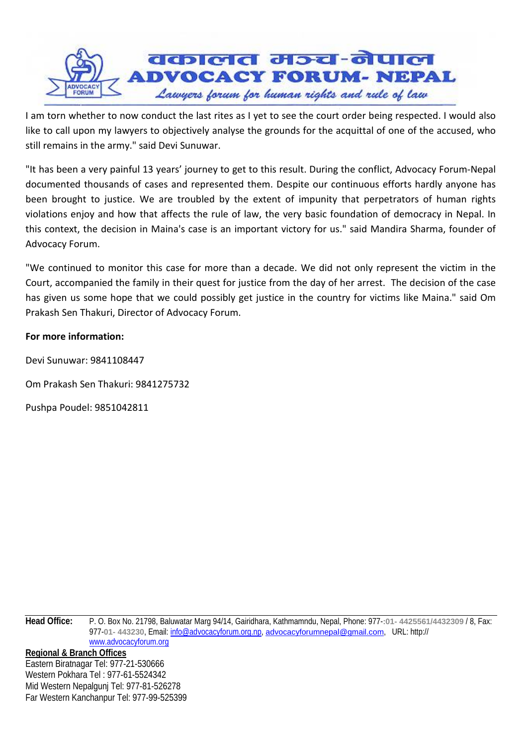I am torn whether to now conduct the last rites as I yet to see the court order being respected. I would also like to call upon my lawyers to objectively analyse the grounds for the acquittal of one of the accused, who still remains in the army." said Devi Sunuwar.

"It has been a very painful 13 years' journey to get to this result. During the conflict, Advocacy Forum-Nepal documented thousands of cases and represented them. Despite our continuous efforts hardly anyone has been brought to justice. We are troubled by the extent of impunity that perpetrators of human rights violations enjoy and how that affects the rule of law, the very basic foundation of democracy in Nepal. In this context, the decision in Maina's case is an important victory for us." said Mandira Sharma, founder of Advocacy Forum.

"We continued to monitor this case for more than a decade. We did not only represent the victim in the Court, accompanied the family in their quest for justice from the day of her arrest. The decision of the case has given us some hope that we could possibly get justice in the country for victims like Maina." said Om Prakash Sen Thakuri, Director of Advocacy Forum.

**For more information:**

Devi Sunuwar: 9841108447

Om Prakash Sen Thakuri: 9841275732

Pushpa Poudel: 9851042811